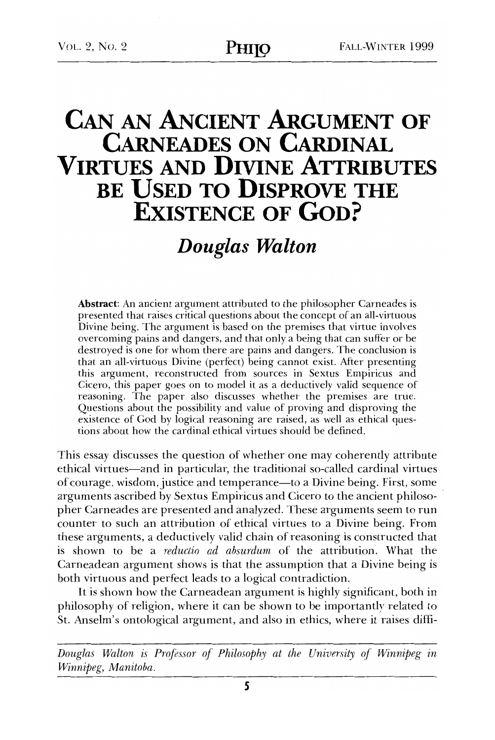# Can an Ancient Argument of Carneades on Cardinal Virtues and Divine Attributes be Used to Disprove the Existence of God?

## *Douglas Walton*

**Abstract**: An ancient argument attributed to the philosopher Carneades is presented that raises critical questions about the concept of an all-virtuous Divine being. The argument is based on the premises that virtue involves overcoming pains and dangers, and that only a being that can suffer or be destroyed is one for whom there are pains and dangers. The conclusion is that an all-virtuous Divine (perfect) being cannot exist. After presenting this argument, reconstructed from sources in Sextus Empiricus and Cicero, this paper goes on to model it as a deductively valid sequence of reasoning. The paper also discusses whether the premises are true. Questions about the possibility and value of proving and disproving the existence of God by logical reasoning are raised, as well as ethical questions about how the cardinal ethical virtues should be defined.

This essay discusses the question of whether one may coherently attribute ethical virtues—and in particular, the traditional so-called cardinal virtues of courage, wisdom, justice and temperance—to a Divine being. First, some arguments ascribed by Sextus Empiricus and Cicero to the ancient philosopher Carneades are presented and analyzed. These arguments seem to run counter to such an attribution of ethical virtues to a Divine being. From these arguments, a deductively valid chain of reasoning is constructed that is shown to be a *reductio ad absurdum* of the attribution. What the Carneadean argument shows is that the assumption that a Divine being is both virtuous and perfect leads to a logical contradiction.

It is shown how the Carneadean argument is highly significant, both in philosophy of religion, where it can be shown to be importantly related to St. Anselm's ontological argument, and also in ethics, where it raises diffi-

*Douglas Walton is Professor of Philosophy at the University of Winnipeg in Winnipeg, Manitoba.*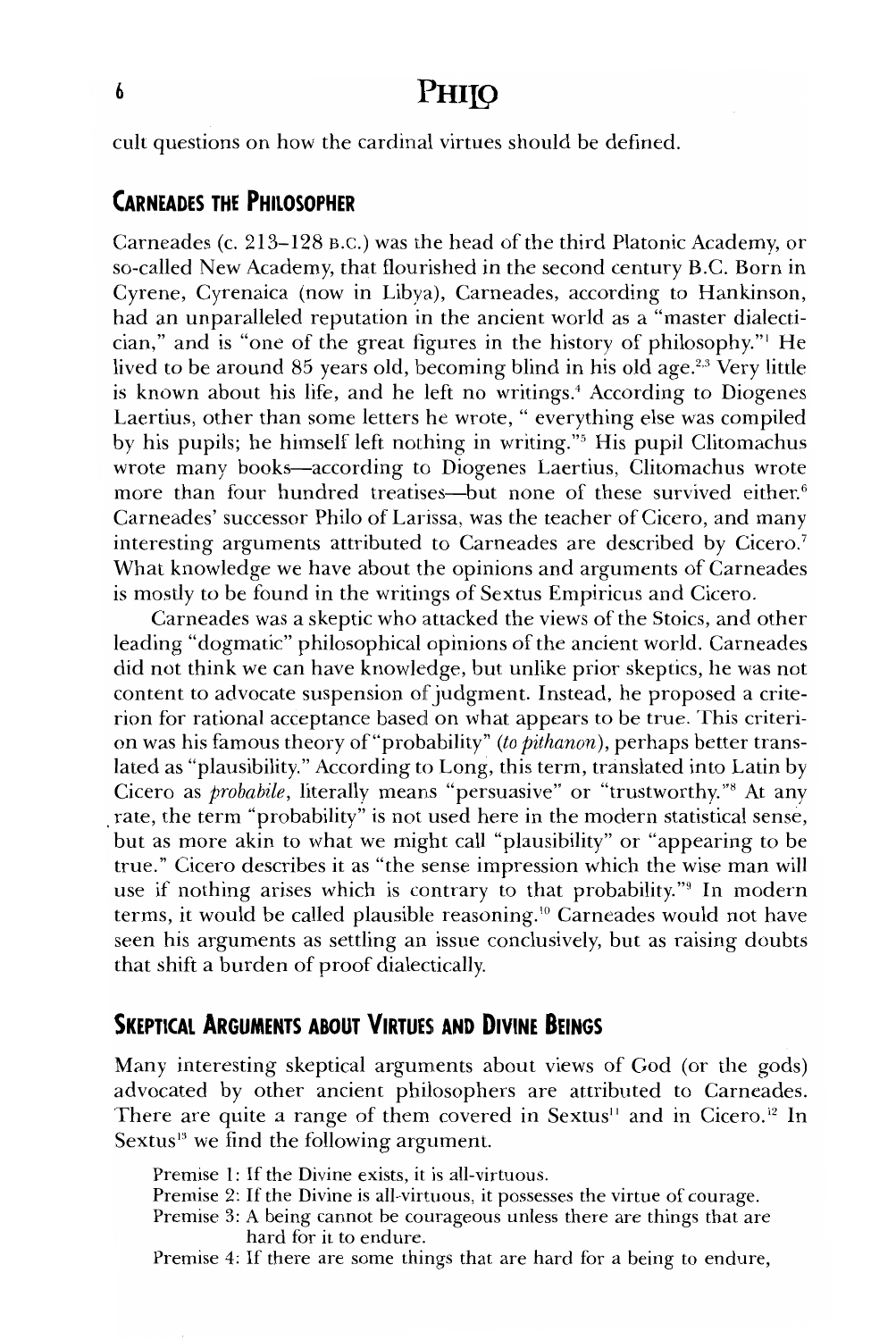cult questions on how the cardinal virtues should be defined.

## Carneades the Philosopher

Carneades (c. 213–128 B.C.) was the head of the third Platonic Academy, or so-called New Academy, that flourished in the second century B.C. Born in Cyrene, Cyrenaica (now in Libya), Carneades, according to Hankinson, had an unparalleled reputation in the ancient world as a "master dialectician," and is "one of the great figures in the history of philosophy."[1] He lived to be around 85 years old, becoming blind in his old age.[2,3] Very little is known about his life, and he left no writings.[4] According to Diogenes Laertius, other than some letters he wrote, " everything else was compiled by his pupils; he himself left nothing in writing."[5] His pupil Clitomachus wrote many books—according to Diogenes Laertius, Clitomachus wrote more than four hundred treatises—but none of these survived either.[6] Carneades' successor Philo of Larissa, was the teacher of Cicero, and many interesting arguments attributed to Carneades are described by Cicero.[7] What knowledge we have about the opinions and arguments of Carneades is mostly to be found in the writings of Sextus Empiricus and Cicero.

Carneades was a skeptic who attacked the views of the Stoics, and other leading "dogmatic" philosophical opinions of the ancient world. Carneades did not think we can have knowledge, but unlike prior skeptics, he was not content to advocate suspension of judgment. Instead, he proposed a criterion for rational acceptance based on what appears to be true. This criterion was his famous theory of "probability" (*to pithanon*), perhaps better translated as "plausibility." According to Long, this term, translated into Latin by Cicero as *probabile*, literally means "persuasive" or "trustworthy."[8] At any rate, the term "probability" is not used here in the modern statistical sense, but as more akin to what we might call "plausibility" or "appearing to be true." Cicero describes it as "the sense impression which the wise man will use if nothing arises which is contrary to that probability."[9] In modern terms, it would be called plausible reasoning.[10] Carneades would not have seen his arguments as settling an issue conclusively, but as raising doubts that shift a burden of proof dialectically.

## Skeptical Arguments about Virtues and Divine Beings

Many interesting skeptical arguments about views of God (or the gods) advocated by other ancient philosophers are attributed to Carneades. There are quite a range of them covered in Sextus[11] and in Cicero.[12] In Sextus[13] we find the following argument.

Premise 1: If the Divine exists, it is all-virtuous.
Premise 2: If the Divine is all-virtuous, it possesses the virtue of courage.
Premise 3: A being cannot be courageous unless there are things that are hard for it to endure.
Premise 4: If there are some things that are hard for a being to endure,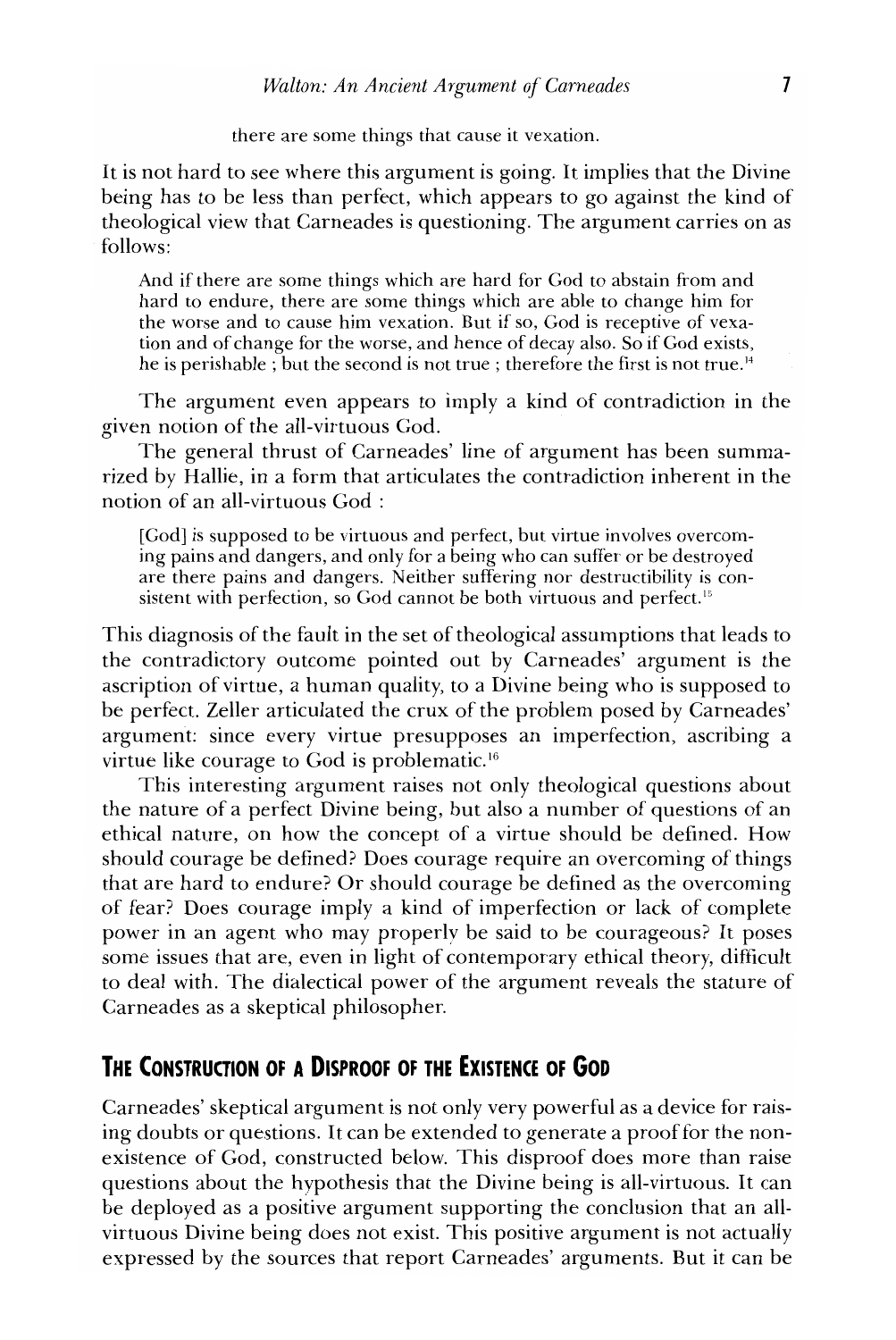> there are some things that cause it vexation.

It is not hard to see where this argument is going. It implies that the Divine being has to be less than perfect, which appears to go against the kind of theological view that Carneades is questioning. The argument carries on as follows:

> And if there are some things which are hard for God to abstain from and hard to endure, there are some things which are able to change him for the worse and to cause him vexation. But if so, God is receptive of vexation and of change for the worse, and hence of decay also. So if God exists, he is perishable ; but the second is not true ; therefore the first is not true.[14]

The argument even appears to imply a kind of contradiction in the given notion of the all-virtuous God.

The general thrust of Carneades' line of argument has been summarized by Hallie, in a form that articulates the contradiction inherent in the notion of an all-virtuous God :

> [God] is supposed to be virtuous and perfect, but virtue involves overcoming pains and dangers, and only for a being who can suffer or be destroyed are there pains and dangers. Neither suffering nor destructibility is consistent with perfection, so God cannot be both virtuous and perfect.[15]

This diagnosis of the fault in the set of theological assumptions that leads to the contradictory outcome pointed out by Carneades' argument is the ascription of virtue, a human quality, to a Divine being who is supposed to be perfect. Zeller articulated the crux of the problem posed by Carneades' argument: since every virtue presupposes an imperfection, ascribing a virtue like courage to God is problematic.[16]

This interesting argument raises not only theological questions about the nature of a perfect Divine being, but also a number of questions of an ethical nature, on how the concept of a virtue should be defined. How should courage be defined? Does courage require an overcoming of things that are hard to endure? Or should courage be defined as the overcoming of fear? Does courage imply a kind of imperfection or lack of complete power in an agent who may properly be said to be courageous? It poses some issues that are, even in light of contemporary ethical theory, difficult to deal with. The dialectical power of the argument reveals the stature of Carneades as a skeptical philosopher.

## The Construction of a Disproof of the Existence of God

Carneades' skeptical argument is not only very powerful as a device for raising doubts or questions. It can be extended to generate a proof for the non-existence of God, constructed below. This disproof does more than raise questions about the hypothesis that the Divine being is all-virtuous. It can be deployed as a positive argument supporting the conclusion that an all-virtuous Divine being does not exist. This positive argument is not actually expressed by the sources that report Carneades' arguments. But it can be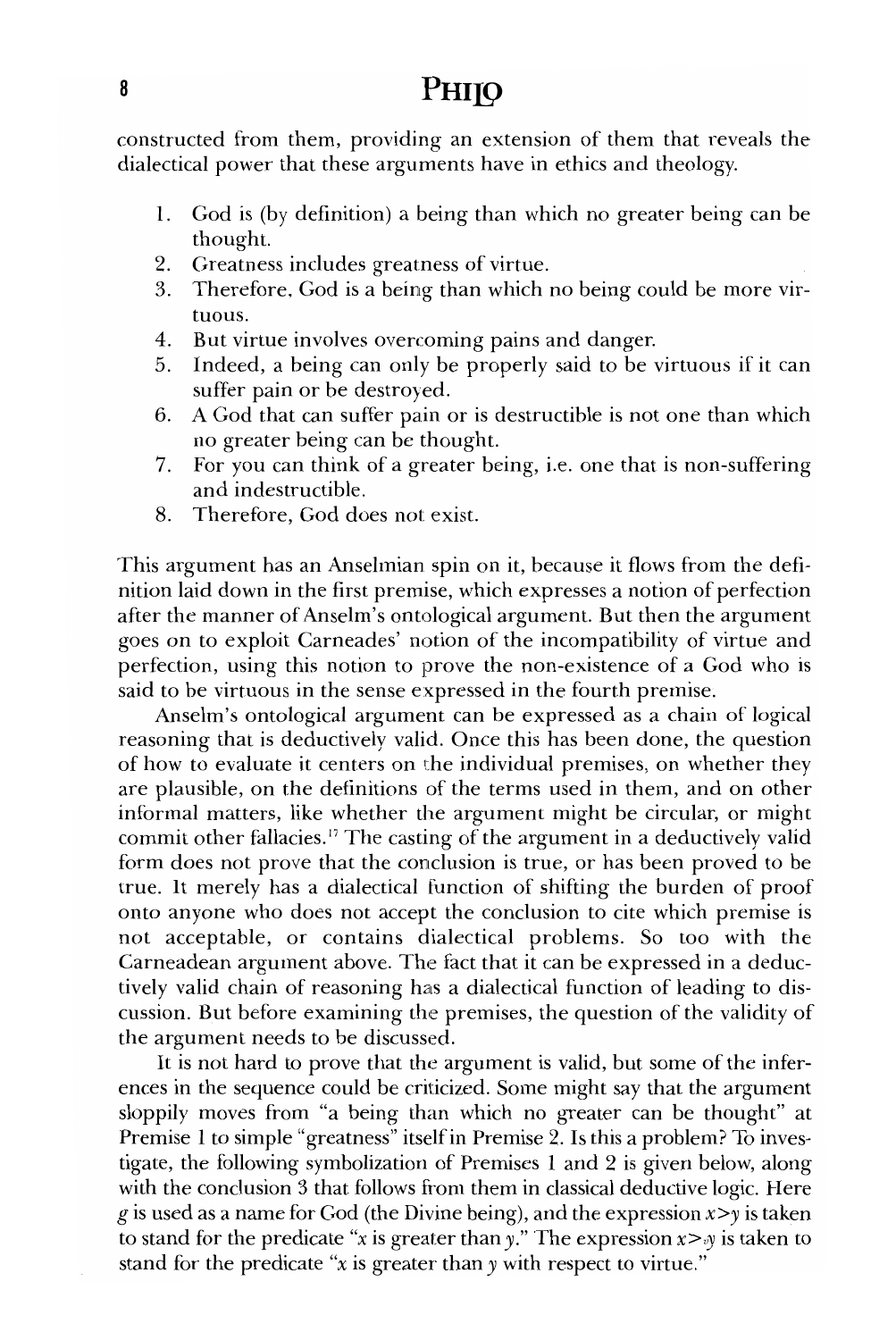constructed from them, providing an extension of them that reveals the dialectical power that these arguments have in ethics and theology.

1. God is (by definition) a being than which no greater being can be thought.
2. Greatness includes greatness of virtue.
3. Therefore, God is a being than which no being could be more virtuous.
4. But virtue involves overcoming pains and danger.
5. Indeed, a being can only be properly said to be virtuous if it can suffer pain or be destroyed.
6. A God that can suffer pain or is destructible is not one than which no greater being can be thought.
7. For you can think of a greater being, i.e. one that is non-suffering and indestructible.
8. Therefore, God does not exist.

This argument has an Anselmian spin on it, because it flows from the definition laid down in the first premise, which expresses a notion of perfection after the manner of Anselm's ontological argument. But then the argument goes on to exploit Carneades' notion of the incompatibility of virtue and perfection, using this notion to prove the non-existence of a God who is said to be virtuous in the sense expressed in the fourth premise.

Anselm's ontological argument can be expressed as a chain of logical reasoning that is deductively valid. Once this has been done, the question of how to evaluate it centers on the individual premises, on whether they are plausible, on the definitions of the terms used in them, and on other informal matters, like whether the argument might be circular, or might commit other fallacies.[17] The casting of the argument in a deductively valid form does not prove that the conclusion is true, or has been proved to be true. It merely has a dialectical function of shifting the burden of proof onto anyone who does not accept the conclusion to cite which premise is not acceptable, or contains dialectical problems. So too with the Carneadean argument above. The fact that it can be expressed in a deductively valid chain of reasoning has a dialectical function of leading to discussion. But before examining the premises, the question of the validity of the argument needs to be discussed.

It is not hard to prove that the argument is valid, but some of the inferences in the sequence could be criticized. Some might say that the argument sloppily moves from "a being than which no greater can be thought" at Premise 1 to simple "greatness" itself in Premise 2. Is this a problem? To investigate, the following symbolization of Premises 1 and 2 is given below, along with the conclusion 3 that follows from them in classical deductive logic. Here $g$ is used as a name for God (the Divine being), and the expression $x>y$ is taken to stand for the predicate "$x$ is greater than $y$." The expression $x>_v y$ is taken to stand for the predicate "$x$ is greater than $y$ with respect to virtue."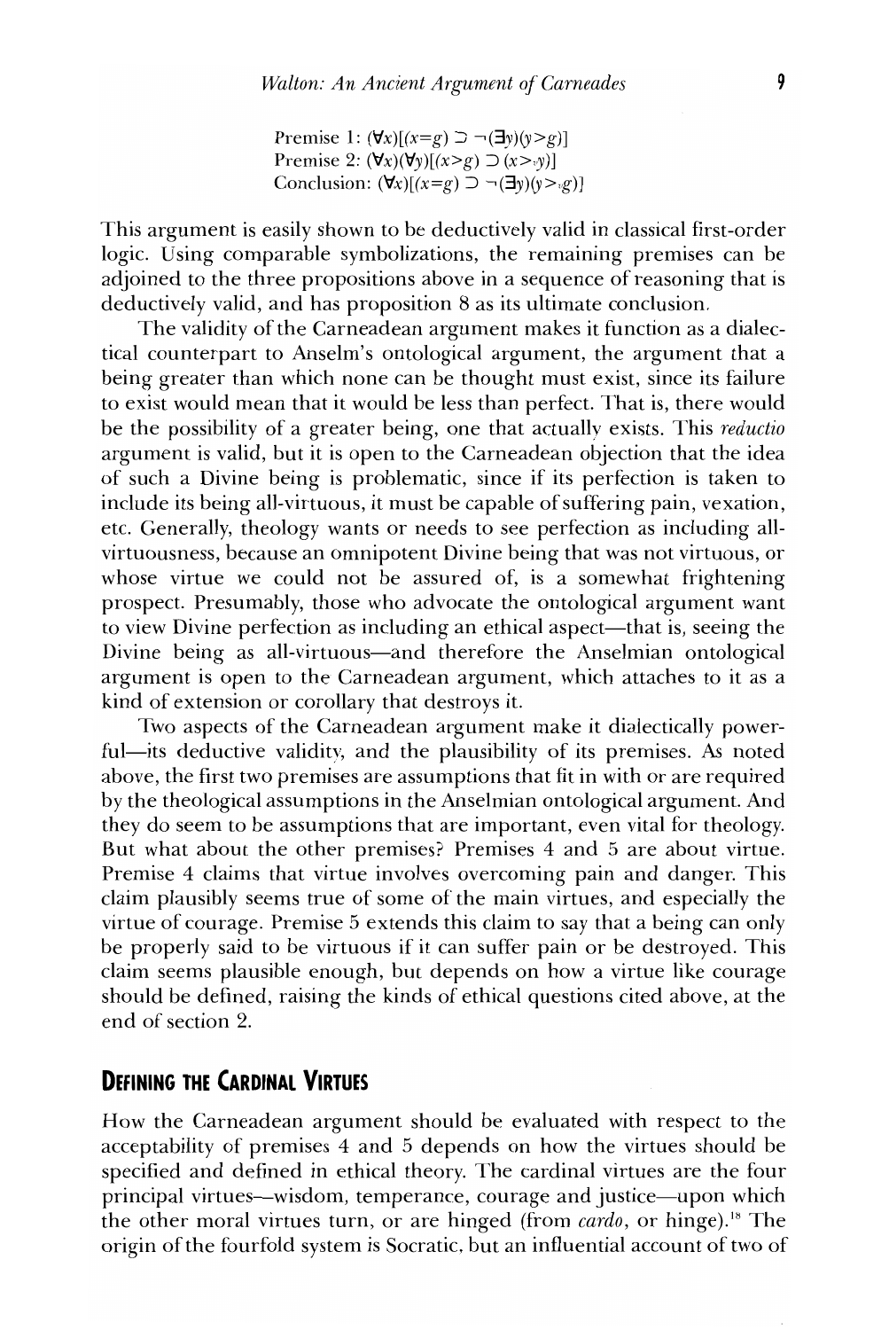Premise 1: $(\forall x)[(x=g) \supset \neg(\exists y)(y>g)]$
Premise 2: $(\forall x)(\forall y)[(x>g) \supset (x>_v y)]$
Conclusion: $(\forall x)[(x=g) \supset \neg(\exists y)(y>_v g)]$

This argument is easily shown to be deductively valid in classical first-order logic. Using comparable symbolizations, the remaining premises can be adjoined to the three propositions above in a sequence of reasoning that is deductively valid, and has proposition 8 as its ultimate conclusion.

The validity of the Carneadean argument makes it function as a dialectical counterpart to Anselm's ontological argument, the argument that a being greater than which none can be thought must exist, since its failure to exist would mean that it would be less than perfect. That is, there would be the possibility of a greater being, one that actually exists. This *reductio* argument is valid, but it is open to the Carneadean objection that the idea of such a Divine being is problematic, since if its perfection is taken to include its being all-virtuous, it must be capable of suffering pain, vexation, etc. Generally, theology wants or needs to see perfection as including all-virtuousness, because an omnipotent Divine being that was not virtuous, or whose virtue we could not be assured of, is a somewhat frightening prospect. Presumably, those who advocate the ontological argument want to view Divine perfection as including an ethical aspect—that is, seeing the Divine being as all-virtuous—and therefore the Anselmian ontological argument is open to the Carneadean argument, which attaches to it as a kind of extension or corollary that destroys it.

Two aspects of the Carneadean argument make it dialectically powerful—its deductive validity, and the plausibility of its premises. As noted above, the first two premises are assumptions that fit in with or are required by the theological assumptions in the Anselmian ontological argument. And they do seem to be assumptions that are important, even vital for theology. But what about the other premises? Premises 4 and 5 are about virtue. Premise 4 claims that virtue involves overcoming pain and danger. This claim plausibly seems true of some of the main virtues, and especially the virtue of courage. Premise 5 extends this claim to say that a being can only be properly said to be virtuous if it can suffer pain or be destroyed. This claim seems plausible enough, but depends on how a virtue like courage should be defined, raising the kinds of ethical questions cited above, at the end of section 2.

## Defining the Cardinal Virtues

How the Carneadean argument should be evaluated with respect to the acceptability of premises 4 and 5 depends on how the virtues should be specified and defined in ethical theory. The cardinal virtues are the four principal virtues—wisdom, temperance, courage and justice—upon which the other moral virtues turn, or are hinged (from *cardo*, or hinge).[18] The origin of the fourfold system is Socratic, but an influential account of two of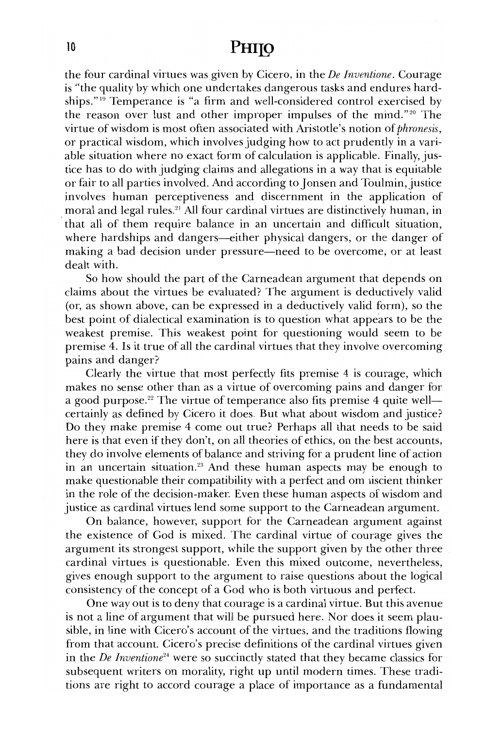the four cardinal virtues was given by Cicero, in the *De Inventione*. Courage is "the quality by which one undertakes dangerous tasks and endures hardships."[19] Temperance is "a firm and well-considered control exercised by the reason over lust and other improper impulses of the mind."[20] The virtue of wisdom is most often associated with Aristotle's notion of *phronesis*, or practical wisdom, which involves judging how to act prudently in a variable situation where no exact form of calculation is applicable. Finally, justice has to do with judging claims and allegations in a way that is equitable or fair to all parties involved. And according to Jonsen and Toulmin, justice involves human perceptiveness and discernment in the application of moral and legal rules.[21] All four cardinal virtues are distinctively human, in that all of them require balance in an uncertain and difficult situation, where hardships and dangers—either physical dangers, or the danger of making a bad decision under pressure—need to be overcome, or at least dealt with.

So how should the part of the Carneadean argument that depends on claims about the virtues be evaluated? The argument is deductively valid (or, as shown above, can be expressed in a deductively valid form), so the best point of dialectical examination is to question what appears to be the weakest premise. This weakest point for questioning would seem to be premise 4. Is it true of all the cardinal virtues that they involve overcoming pains and danger?

Clearly the virtue that most perfectly fits premise 4 is courage, which makes no sense other than as a virtue of overcoming pains and danger for a good purpose.[22] The virtue of temperance also fits premise 4 quite well—certainly as defined by Cicero it does. But what about wisdom and justice? Do they make premise 4 come out true? Perhaps all that needs to be said here is that even if they don't, on all theories of ethics, on the best accounts, they do involve elements of balance and striving for a prudent line of action in an uncertain situation.[23] And these human aspects may be enough to make questionable their compatibility with a perfect and omniscient thinker in the role of the decision-maker. Even these human aspects of wisdom and justice as cardinal virtues lend some support to the Carneadean argument.

On balance, however, support for the Carneadean argument against the existence of God is mixed. The cardinal virtue of courage gives the argument its strongest support, while the support given by the other three cardinal virtues is questionable. Even this mixed outcome, nevertheless, gives enough support to the argument to raise questions about the logical consistency of the concept of a God who is both virtuous and perfect.

One way out is to deny that courage is a cardinal virtue. But this avenue is not a line of argument that will be pursued here. Nor does it seem plausible, in line with Cicero's account of the virtues, and the traditions flowing from that account. Cicero's precise definitions of the cardinal virtues given in the *De Inventione*[24] were so succinctly stated that they became classics for subsequent writers on morality, right up until modern times. These traditions are right to accord courage a place of importance as a fundamental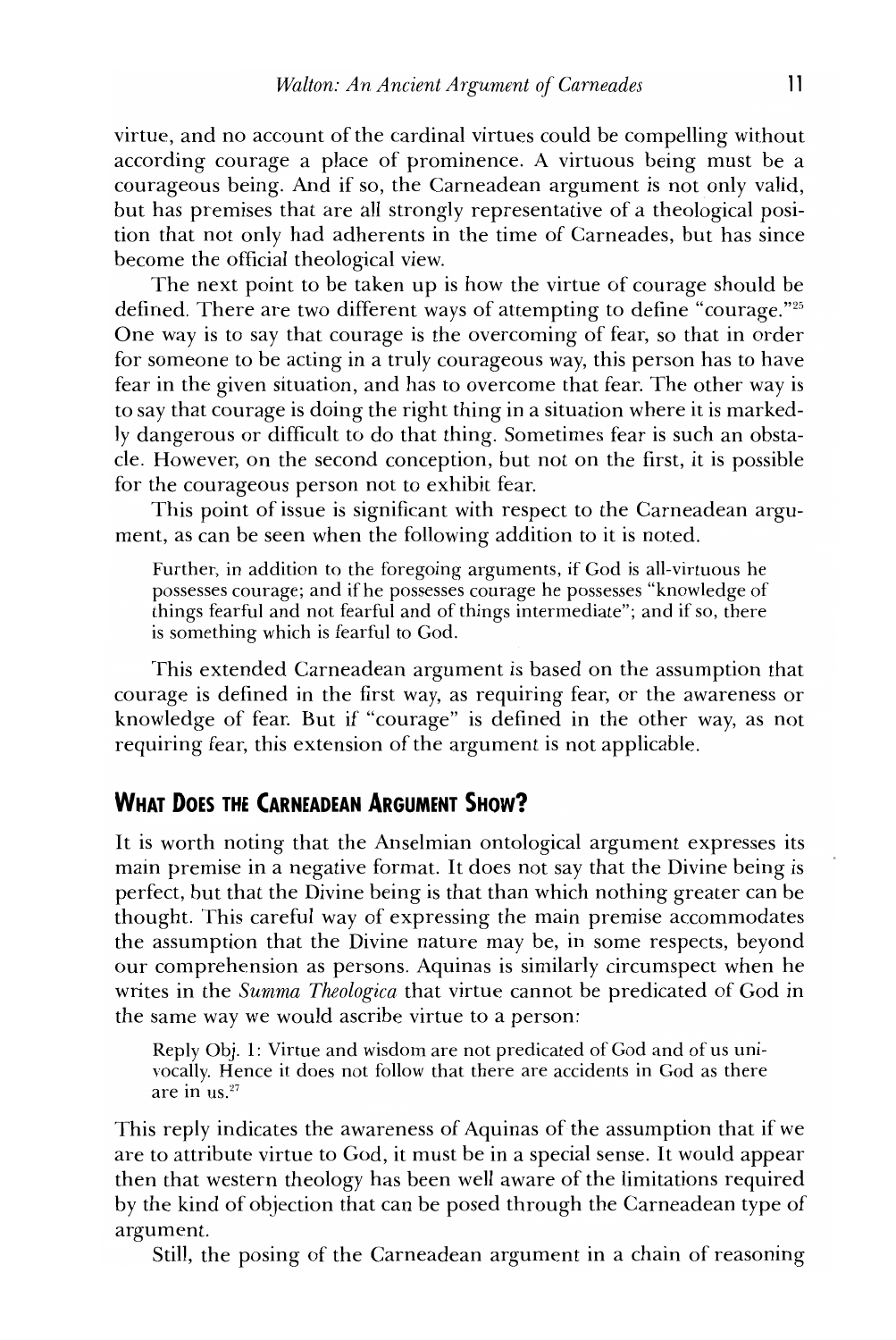virtue, and no account of the cardinal virtues could be compelling without according courage a place of prominence. A virtuous being must be a courageous being. And if so, the Carneadean argument is not only valid, but has premises that are all strongly representative of a theological position that not only had adherents in the time of Carneades, but has since become the official theological view.

The next point to be taken up is how the virtue of courage should be defined. There are two different ways of attempting to define "courage."[25] One way is to say that courage is the overcoming of fear, so that in order for someone to be acting in a truly courageous way, this person has to have fear in the given situation, and has to overcome that fear. The other way is to say that courage is doing the right thing in a situation where it is markedly dangerous or difficult to do that thing. Sometimes fear is such an obstacle. However, on the second conception, but not on the first, it is possible for the courageous person not to exhibit fear.

This point of issue is significant with respect to the Carneadean argument, as can be seen when the following addition to it is noted.

> Further, in addition to the foregoing arguments, if God is all-virtuous he possesses courage; and if he possesses courage he possesses "knowledge of things fearful and not fearful and of things intermediate"; and if so, there is something which is fearful to God.

This extended Carneadean argument is based on the assumption that courage is defined in the first way, as requiring fear, or the awareness or knowledge of fear. But if "courage" is defined in the other way, as not requiring fear, this extension of the argument is not applicable.

## What Does the Carneadean Argument Show?

It is worth noting that the Anselmian ontological argument expresses its main premise in a negative format. It does not say that the Divine being is perfect, but that the Divine being is that than which nothing greater can be thought. This careful way of expressing the main premise accommodates the assumption that the Divine nature may be, in some respects, beyond our comprehension as persons. Aquinas is similarly circumspect when he writes in the *Summa Theologica* that virtue cannot be predicated of God in the same way we would ascribe virtue to a person:

> Reply Obj. 1: Virtue and wisdom are not predicated of God and of us univocally. Hence it does not follow that there are accidents in God as there are in us.[27]

This reply indicates the awareness of Aquinas of the assumption that if we are to attribute virtue to God, it must be in a special sense. It would appear then that western theology has been well aware of the limitations required by the kind of objection that can be posed through the Carneadean type of argument.

Still, the posing of the Carneadean argument in a chain of reasoning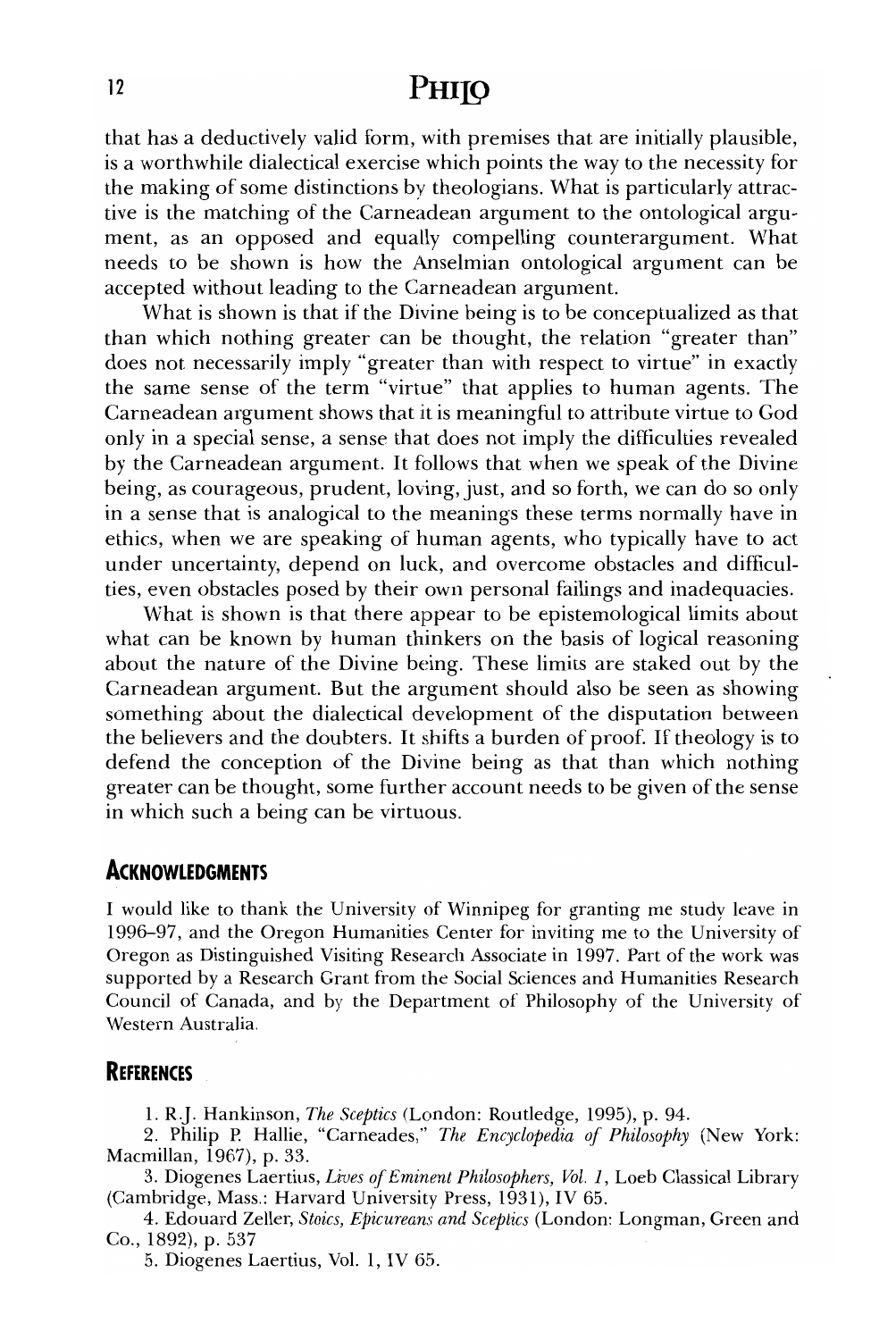that has a deductively valid form, with premises that are initially plausible, is a worthwhile dialectical exercise which points the way to the necessity for the making of some distinctions by theologians. What is particularly attractive is the matching of the Carneadean argument to the ontological argument, as an opposed and equally compelling counterargument. What needs to be shown is how the Anselmian ontological argument can be accepted without leading to the Carneadean argument.

What is shown is that if the Divine being is to be conceptualized as that than which nothing greater can be thought, the relation "greater than" does not necessarily imply "greater than with respect to virtue" in exactly the same sense of the term "virtue" that applies to human agents. The Carneadean argument shows that it is meaningful to attribute virtue to God only in a special sense, a sense that does not imply the difficulties revealed by the Carneadean argument. It follows that when we speak of the Divine being, as courageous, prudent, loving, just, and so forth, we can do so only in a sense that is analogical to the meanings these terms normally have in ethics, when we are speaking of human agents, who typically have to act under uncertainty, depend on luck, and overcome obstacles and difficulties, even obstacles posed by their own personal failings and inadequacies.

What is shown is that there appear to be epistemological limits about what can be known by human thinkers on the basis of logical reasoning about the nature of the Divine being. These limits are staked out by the Carneadean argument. But the argument should also be seen as showing something about the dialectical development of the disputation between the believers and the doubters. It shifts a burden of proof. If theology is to defend the conception of the Divine being as that than which nothing greater can be thought, some further account needs to be given of the sense in which such a being can be virtuous.

## Acknowledgments

I would like to thank the University of Winnipeg for granting me study leave in 1996–97, and the Oregon Humanities Center for inviting me to the University of Oregon as Distinguished Visiting Research Associate in 1997. Part of the work was supported by a Research Grant from the Social Sciences and Humanities Research Council of Canada, and by the Department of Philosophy of the University of Western Australia.

## References

1. R.J. Hankinson, *The Sceptics* (London: Routledge, 1995), p. 94.
2. Philip P. Hallie, "Carneades," *The Encyclopedia of Philosophy* (New York: Macmillan, 1967), p. 33.
3. Diogenes Laertius, *Lives of Eminent Philosophers, Vol. 1*, Loeb Classical Library (Cambridge, Mass.: Harvard University Press, 1931), IV 65.
4. Edouard Zeller, *Stoics, Epicureans and Sceptics* (London: Longman, Green and Co., 1892), p. 537
5. Diogenes Laertius, Vol. 1, IV 65.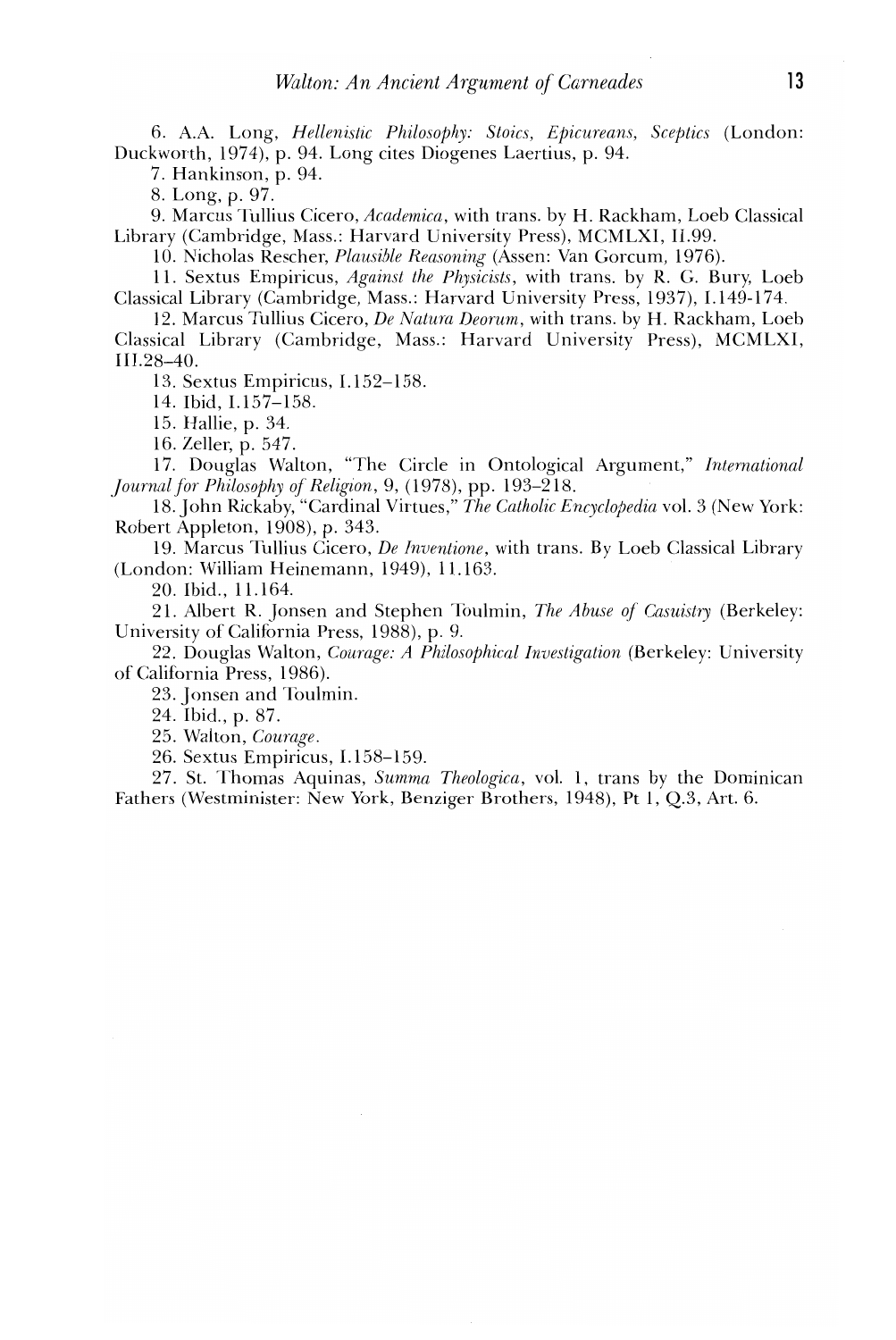6. A.A. Long, *Hellenistic Philosophy: Stoics, Epicureans, Sceptics* (London: Duckworth, 1974), p. 94. Long cites Diogenes Laertius, p. 94.

7. Hankinson, p. 94.

8. Long, p. 97.

9. Marcus Tullius Cicero, *Academica*, with trans. by H. Rackham, Loeb Classical Library (Cambridge, Mass.: Harvard University Press), MCMLXI, II.99.

10. Nicholas Rescher, *Plausible Reasoning* (Assen: Van Gorcum, 1976).

11. Sextus Empiricus, *Against the Physicists*, with trans. by R. G. Bury, Loeb Classical Library (Cambridge, Mass.: Harvard University Press, 1937), I.149-174.

12. Marcus Tullius Cicero, *De Natura Deorum*, with trans. by H. Rackham, Loeb Classical Library (Cambridge, Mass.: Harvard University Press), MCMLXI, III.28–40.

13. Sextus Empiricus, I.152–158.

14. Ibid, I.157–158.

15. Hallie, p. 34.

16. Zeller, p. 547.

17. Douglas Walton, "The Circle in Ontological Argument," *International Journal for Philosophy of Religion*, 9, (1978), pp. 193–218.

18. John Rickaby, "Cardinal Virtues," *The Catholic Encyclopedia* vol. 3 (New York: Robert Appleton, 1908), p. 343.

19. Marcus Tullius Cicero, *De Inventione*, with trans. By Loeb Classical Library (London: William Heinemann, 1949), 11.163.

20. Ibid., 11.164.

21. Albert R. Jonsen and Stephen Toulmin, *The Abuse of Casuistry* (Berkeley: University of California Press, 1988), p. 9.

22. Douglas Walton, *Courage: A Philosophical Investigation* (Berkeley: University of California Press, 1986).

23. Jonsen and Toulmin.

24. Ibid., p. 87.

25. Walton, *Courage*.

26. Sextus Empiricus, I.158–159.

27. St. Thomas Aquinas, *Summa Theologica*, vol. 1, trans by the Dominican Fathers (Westminister: New York, Benziger Brothers, 1948), Pt 1, Q.3, Art. 6.